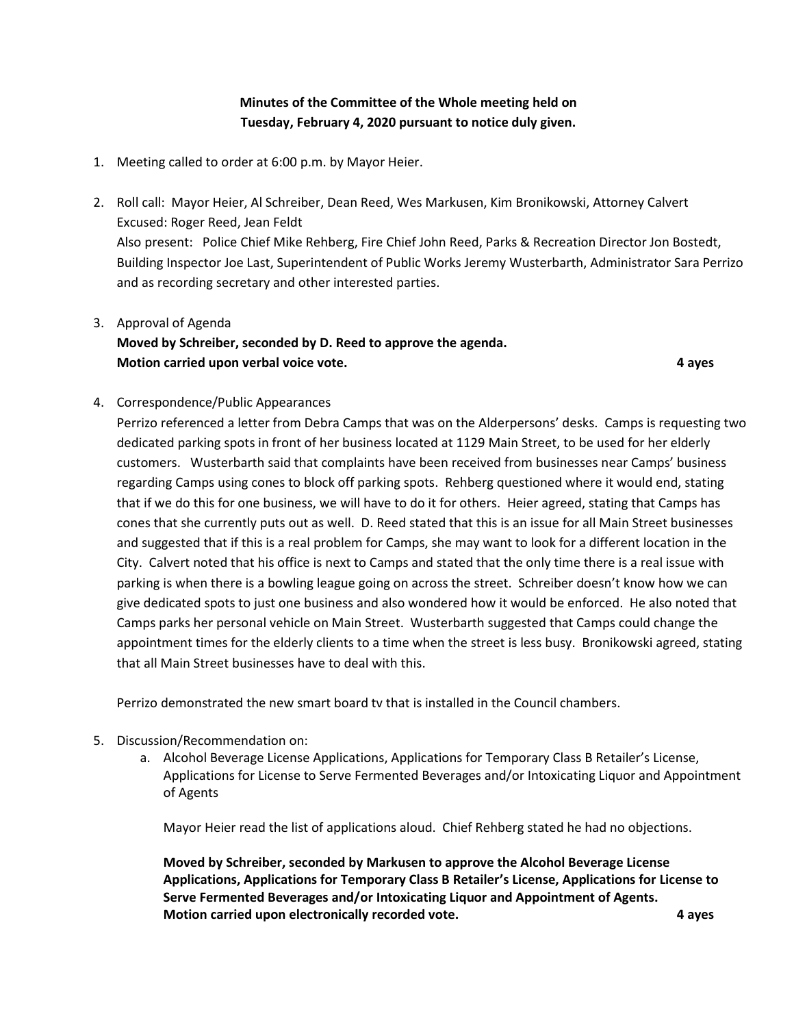**Minutes of the Committee of the Whole meeting held on Tuesday, February 4, 2020 pursuant to notice duly given.**

1. Meeting called to order at 6:00 p.m. by Mayor Heier.

2. Roll call: Mayor Heier, Al Schreiber, Dean Reed, Wes Markusen, Kim Bronikowski, Attorney Calvert
   Excused: Roger Reed, Jean Feldt
   Also present: Police Chief Mike Rehberg, Fire Chief John Reed, Parks & Recreation Director Jon Bostedt, Building Inspector Joe Last, Superintendent of Public Works Jeremy Wusterbarth, Administrator Sara Perrizo and as recording secretary and other interested parties.

3. Approval of Agenda
   **Moved by Schreiber, seconded by D. Reed to approve the agenda.**
   **Motion carried upon verbal voice vote. 4 ayes**

4. Correspondence/Public Appearances
   Perrizo referenced a letter from Debra Camps that was on the Alderpersons' desks. Camps is requesting two dedicated parking spots in front of her business located at 1129 Main Street, to be used for her elderly customers. Wusterbarth said that complaints have been received from businesses near Camps' business regarding Camps using cones to block off parking spots. Rehberg questioned where it would end, stating that if we do this for one business, we will have to do it for others. Heier agreed, stating that Camps has cones that she currently puts out as well. D. Reed stated that this is an issue for all Main Street businesses and suggested that if this is a real problem for Camps, she may want to look for a different location in the City. Calvert noted that his office is next to Camps and stated that the only time there is a real issue with parking is when there is a bowling league going on across the street. Schreiber doesn't know how we can give dedicated spots to just one business and also wondered how it would be enforced. He also noted that Camps parks her personal vehicle on Main Street. Wusterbarth suggested that Camps could change the appointment times for the elderly clients to a time when the street is less busy. Bronikowski agreed, stating that all Main Street businesses have to deal with this.

   Perrizo demonstrated the new smart board tv that is installed in the Council chambers.

5. Discussion/Recommendation on:
   a. Alcohol Beverage License Applications, Applications for Temporary Class B Retailer's License, Applications for License to Serve Fermented Beverages and/or Intoxicating Liquor and Appointment of Agents

      Mayor Heier read the list of applications aloud. Chief Rehberg stated he had no objections.

      **Moved by Schreiber, seconded by Markusen to approve the Alcohol Beverage License Applications, Applications for Temporary Class B Retailer's License, Applications for License to Serve Fermented Beverages and/or Intoxicating Liquor and Appointment of Agents.**
      **Motion carried upon electronically recorded vote. 4 ayes**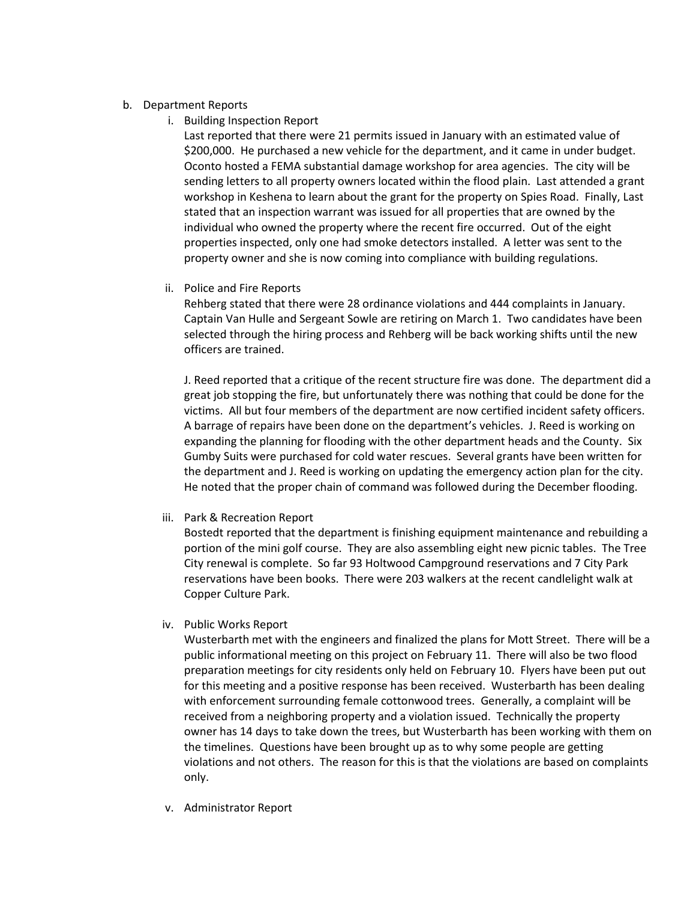b. Department Reports

   i. Building Inspection Report

      Last reported that there were 21 permits issued in January with an estimated value of $200,000. He purchased a new vehicle for the department, and it came in under budget. Oconto hosted a FEMA substantial damage workshop for area agencies. The city will be sending letters to all property owners located within the flood plain. Last attended a grant workshop in Keshena to learn about the grant for the property on Spies Road. Finally, Last stated that an inspection warrant was issued for all properties that are owned by the individual who owned the property where the recent fire occurred. Out of the eight properties inspected, only one had smoke detectors installed. A letter was sent to the property owner and she is now coming into compliance with building regulations.

   ii. Police and Fire Reports

      Rehberg stated that there were 28 ordinance violations and 444 complaints in January. Captain Van Hulle and Sergeant Sowle are retiring on March 1. Two candidates have been selected through the hiring process and Rehberg will be back working shifts until the new officers are trained.

      J. Reed reported that a critique of the recent structure fire was done. The department did a great job stopping the fire, but unfortunately there was nothing that could be done for the victims. All but four members of the department are now certified incident safety officers. A barrage of repairs have been done on the department's vehicles. J. Reed is working on expanding the planning for flooding with the other department heads and the County. Six Gumby Suits were purchased for cold water rescues. Several grants have been written for the department and J. Reed is working on updating the emergency action plan for the city. He noted that the proper chain of command was followed during the December flooding.

   iii. Park & Recreation Report

      Bostedt reported that the department is finishing equipment maintenance and rebuilding a portion of the mini golf course. They are also assembling eight new picnic tables. The Tree City renewal is complete. So far 93 Holtwood Campground reservations and 7 City Park reservations have been books. There were 203 walkers at the recent candlelight walk at Copper Culture Park.

   iv. Public Works Report

      Wusterbarth met with the engineers and finalized the plans for Mott Street. There will be a public informational meeting on this project on February 11. There will also be two flood preparation meetings for city residents only held on February 10. Flyers have been put out for this meeting and a positive response has been received. Wusterbarth has been dealing with enforcement surrounding female cottonwood trees. Generally, a complaint will be received from a neighboring property and a violation issued. Technically the property owner has 14 days to take down the trees, but Wusterbarth has been working with them on the timelines. Questions have been brought up as to why some people are getting violations and not others. The reason for this is that the violations are based on complaints only.

   v. Administrator Report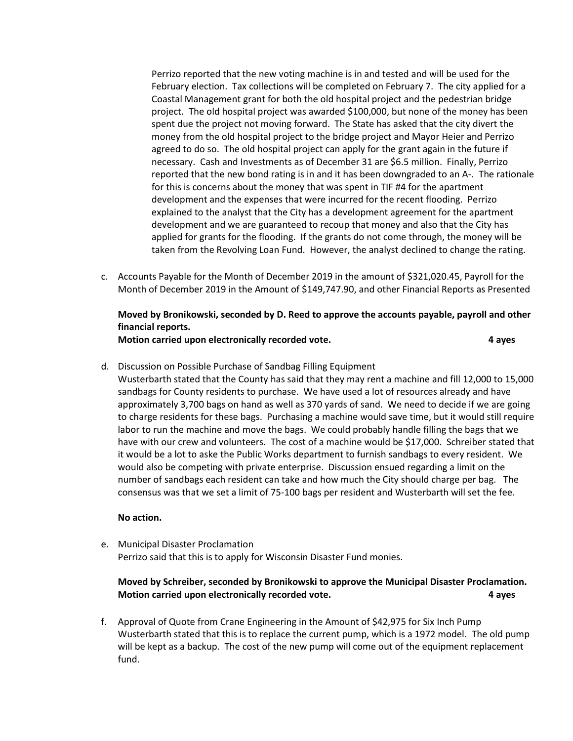Perrizo reported that the new voting machine is in and tested and will be used for the February election. Tax collections will be completed on February 7. The city applied for a Coastal Management grant for both the old hospital project and the pedestrian bridge project. The old hospital project was awarded $100,000, but none of the money has been spent due the project not moving forward. The State has asked that the city divert the money from the old hospital project to the bridge project and Mayor Heier and Perrizo agreed to do so. The old hospital project can apply for the grant again in the future if necessary. Cash and Investments as of December 31 are $6.5 million. Finally, Perrizo reported that the new bond rating is in and it has been downgraded to an A-. The rationale for this is concerns about the money that was spent in TIF #4 for the apartment development and the expenses that were incurred for the recent flooding. Perrizo explained to the analyst that the City has a development agreement for the apartment development and we are guaranteed to recoup that money and also that the City has applied for grants for the flooding. If the grants do not come through, the money will be taken from the Revolving Loan Fund. However, the analyst declined to change the rating.

c. Accounts Payable for the Month of December 2019 in the amount of $321,020.45, Payroll for the Month of December 2019 in the Amount of $149,747.90, and other Financial Reports as Presented

**Moved by Bronikowski, seconded by D. Reed to approve the accounts payable, payroll and other financial reports.**
**Motion carried upon electronically recorded vote. 4 ayes**

d. Discussion on Possible Purchase of Sandbag Filling Equipment
Wusterbarth stated that the County has said that they may rent a machine and fill 12,000 to 15,000 sandbags for County residents to purchase. We have used a lot of resources already and have approximately 3,700 bags on hand as well as 370 yards of sand. We need to decide if we are going to charge residents for these bags. Purchasing a machine would save time, but it would still require labor to run the machine and move the bags. We could probably handle filling the bags that we have with our crew and volunteers. The cost of a machine would be $17,000. Schreiber stated that it would be a lot to aske the Public Works department to furnish sandbags to every resident. We would also be competing with private enterprise. Discussion ensued regarding a limit on the number of sandbags each resident can take and how much the City should charge per bag. The consensus was that we set a limit of 75-100 bags per resident and Wusterbarth will set the fee.

**No action.**

e. Municipal Disaster Proclamation
Perrizo said that this is to apply for Wisconsin Disaster Fund monies.

**Moved by Schreiber, seconded by Bronikowski to approve the Municipal Disaster Proclamation.**
**Motion carried upon electronically recorded vote. 4 ayes**

f. Approval of Quote from Crane Engineering in the Amount of $42,975 for Six Inch Pump
Wusterbarth stated that this is to replace the current pump, which is a 1972 model. The old pump will be kept as a backup. The cost of the new pump will come out of the equipment replacement fund.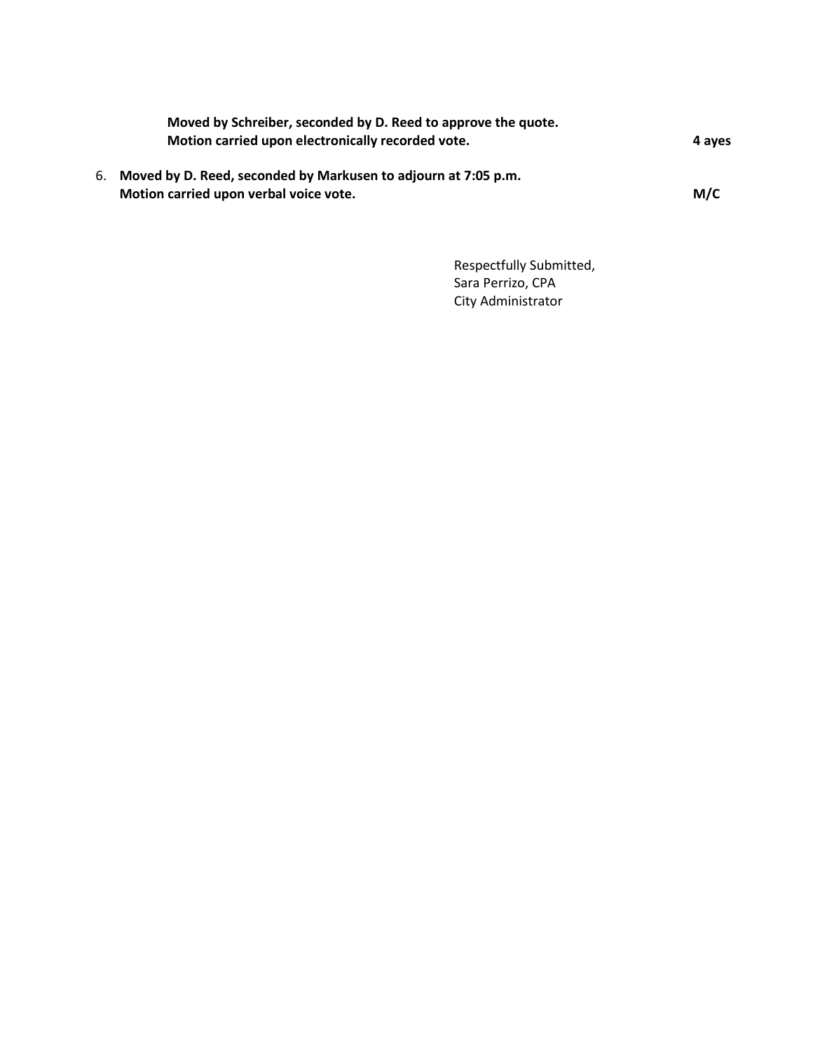**Moved by Schreiber, seconded by D. Reed to approve the quote.**
**Motion carried upon electronically recorded vote.** **4 ayes**

6. **Moved by D. Reed, seconded by Markusen to adjourn at 7:05 p.m.**
   **Motion carried upon verbal voice vote.** **M/C**

Respectfully Submitted,
Sara Perrizo, CPA
City Administrator